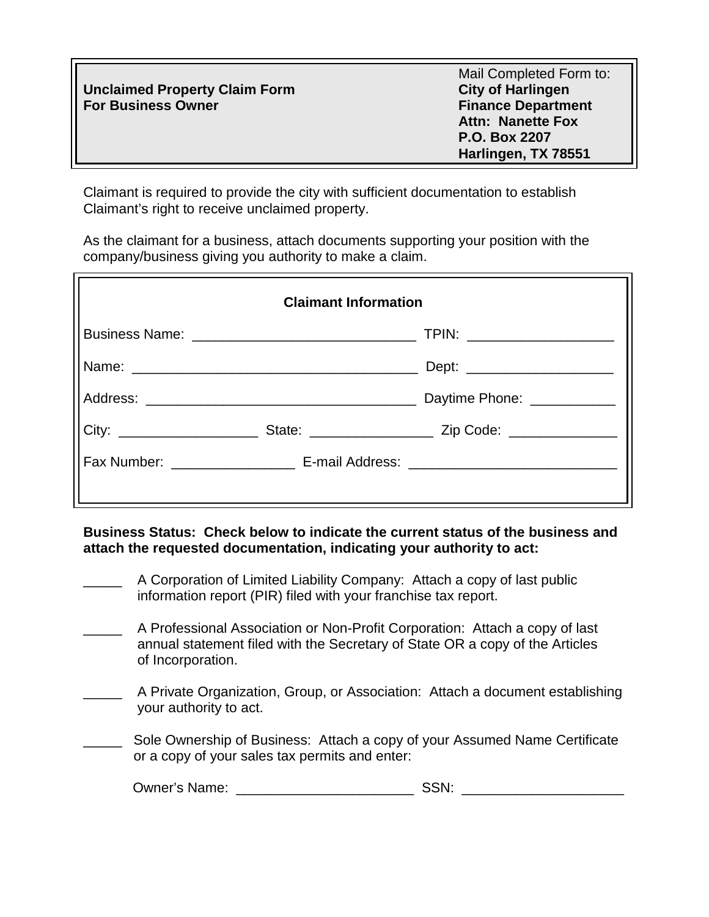**Unclaimed Property Claim Form**
**For Business Owner**

Mail Completed Form to:
**City of Harlingen**
**Finance Department**
**Attn: Nanette Fox**
**P.O. Box 2207**
**Harlingen, TX 78551**

Claimant is required to provide the city with sufficient documentation to establish Claimant's right to receive unclaimed property.

As the claimant for a business, attach documents supporting your position with the company/business giving you authority to make a claim.

**Claimant Information**

Business Name: _____________________________ TPIN: ___________________

Name: _____________________________________ Dept: ___________________

Address: ___________________________________ Daytime Phone: ___________

City: __________________ State: ________________ Zip Code: ______________

Fax Number: ________________ E-mail Address: __________________________

**Business Status: Check below to indicate the current status of the business and attach the requested documentation, indicating your authority to act:**

_____ A Corporation of Limited Liability Company: Attach a copy of last public information report (PIR) filed with your franchise tax report.

_____ A Professional Association or Non-Profit Corporation: Attach a copy of last annual statement filed with the Secretary of State OR a copy of the Articles of Incorporation.

_____ A Private Organization, Group, or Association: Attach a document establishing your authority to act.

_____ Sole Ownership of Business: Attach a copy of your Assumed Name Certificate or a copy of your sales tax permits and enter:

Owner's Name: _______________________ SSN: _____________________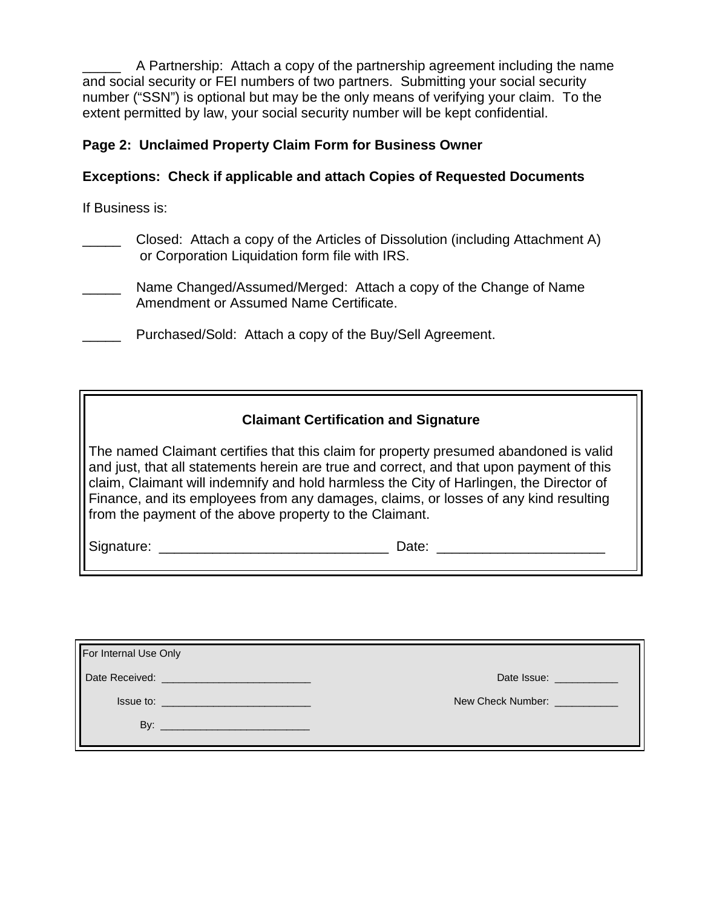_____ A Partnership: Attach a copy of the partnership agreement including the name and social security or FEI numbers of two partners. Submitting your social security number ("SSN") is optional but may be the only means of verifying your claim. To the extent permitted by law, your social security number will be kept confidential.

**Page 2: Unclaimed Property Claim Form for Business Owner**

**Exceptions: Check if applicable and attach Copies of Requested Documents**

If Business is:

_____ Closed: Attach a copy of the Articles of Dissolution (including Attachment A) or Corporation Liquidation form file with IRS.

_____ Name Changed/Assumed/Merged: Attach a copy of the Change of Name Amendment or Assumed Name Certificate.

_____ Purchased/Sold: Attach a copy of the Buy/Sell Agreement.

**Claimant Certification and Signature**

The named Claimant certifies that this claim for property presumed abandoned is valid and just, that all statements herein are true and correct, and that upon payment of this claim, Claimant will indemnify and hold harmless the City of Harlingen, the Director of Finance, and its employees from any damages, claims, or losses of any kind resulting from the payment of the above property to the Claimant.

Signature: ______________________________ Date: ______________________

For Internal Use Only

Date Received: _________________________ Date Issue: ___________

Issue to: _________________________ New Check Number: ___________

By: _________________________